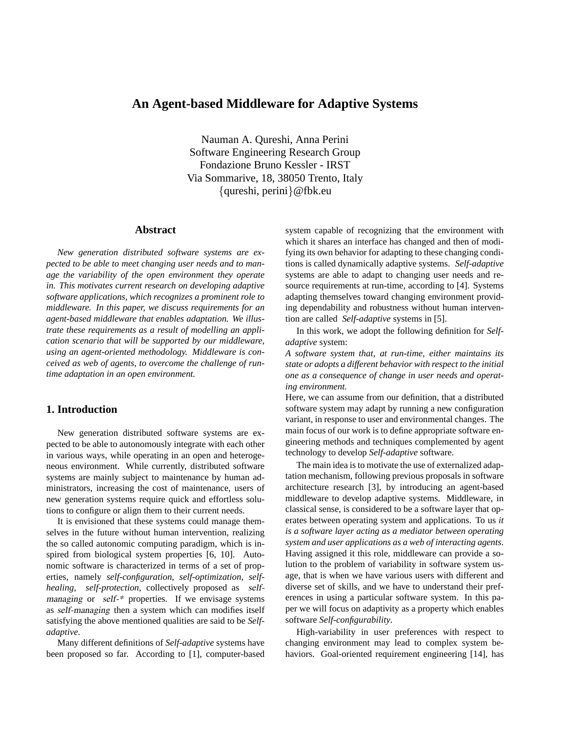# An Agent-based Middleware for Adaptive Systems

Nauman A. Qureshi, Anna Perini
Software Engineering Research Group
Fondazione Bruno Kessler - IRST
Via Sommarive, 18, 38050 Trento, Italy
{qureshi, perini}@fbk.eu

## Abstract

*New generation distributed software systems are expected to be able to meet changing user needs and to manage the variability of the open environment they operate in. This motivates current research on developing adaptive software applications, which recognizes a prominent role to middleware. In this paper, we discuss requirements for an agent-based middleware that enables adaptation. We illustrate these requirements as a result of modelling an application scenario that will be supported by our middleware, using an agent-oriented methodology. Middleware is conceived as web of agents, to overcome the challenge of runtime adaptation in an open environment.*

## 1. Introduction

New generation distributed software systems are expected to be able to autonomously integrate with each other in various ways, while operating in an open and heterogeneous environment. While currently, distributed software systems are mainly subject to maintenance by human administrators, increasing the cost of maintenance, users of new generation systems require quick and effortless solutions to configure or align them to their current needs.

It is envisioned that these systems could manage themselves in the future without human intervention, realizing the so called autonomic computing paradigm, which is inspired from biological system properties [6, 10]. Autonomic software is characterized in terms of a set of properties, namely *self-configuration*, *self-optimization*, *self-healing*, *self-protection*, collectively proposed as *self-managing* or *self-\** properties. If we envisage systems as *self-managing* then a system which can modifies itself satisfying the above mentioned qualities are said to be *Self-adaptive*.

Many different definitions of *Self-adaptive* systems have been proposed so far. According to [1], computer-based system capable of recognizing that the environment with which it shares an interface has changed and then of modifying its own behavior for adapting to these changing conditions is called dynamically adaptive systems. *Self-adaptive* systems are able to adapt to changing user needs and resource requirements at run-time, according to [4]. Systems adapting themselves toward changing environment providing dependability and robustness without human intervention are called *Self-adaptive* systems in [5].

In this work, we adopt the following definition for *Self-adaptive* system:
*A software system that, at run-time, either maintains its state or adopts a different behavior with respect to the initial one as a consequence of change in user needs and operating environment.*
Here, we can assume from our definition, that a distributed software system may adapt by running a new configuration variant, in response to user and environmental changes. The main focus of our work is to define appropriate software engineering methods and techniques complemented by agent technology to develop *Self-adaptive* software.

The main idea is to motivate the use of externalized adaptation mechanism, following previous proposals in software architecture research [3], by introducing an agent-based middleware to develop adaptive systems. Middleware, in classical sense, is considered to be a software layer that operates between operating system and applications. To us *it is a software layer acting as a mediator between operating system and user applications as a web of interacting agents*. Having assigned it this role, middleware can provide a solution to the problem of variability in software system usage, that is when we have various users with different and diverse set of skills, and we have to understand their preferences in using a particular software system. In this paper we will focus on adaptivity as a property which enables software *Self-configurability*.

High-variability in user preferences with respect to changing environment may lead to complex system behaviors. Goal-oriented requirement engineering [14], has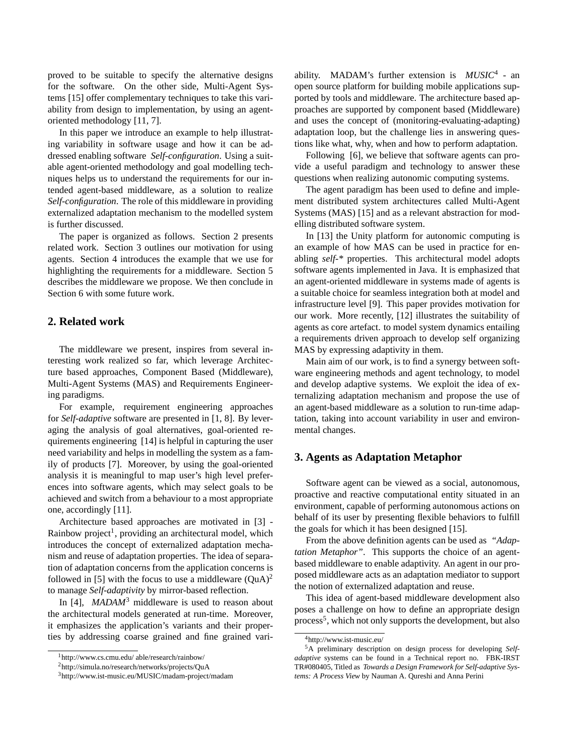proved to be suitable to specify the alternative designs for the software. On the other side, Multi-Agent Systems [15] offer complementary techniques to take this variability from design to implementation, by using an agent-oriented methodology [11, 7].

In this paper we introduce an example to help illustrating variability in software usage and how it can be addressed enabling software *Self-configuration*. Using a suitable agent-oriented methodology and goal modelling techniques helps us to understand the requirements for our intended agent-based middleware, as a solution to realize *Self-configuration*. The role of this middleware in providing externalized adaptation mechanism to the modelled system is further discussed.

The paper is organized as follows. Section 2 presents related work. Section 3 outlines our motivation for using agents. Section 4 introduces the example that we use for highlighting the requirements for a middleware. Section 5 describes the middleware we propose. We then conclude in Section 6 with some future work.

## 2. Related work

The middleware we present, inspires from several interesting work realized so far, which leverage Architecture based approaches, Component Based (Middleware), Multi-Agent Systems (MAS) and Requirements Engineering paradigms.

For example, requirement engineering approaches for *Self-adaptive* software are presented in [1, 8]. By leveraging the analysis of goal alternatives, goal-oriented requirements engineering [14] is helpful in capturing the user need variability and helps in modelling the system as a family of products [7]. Moreover, by using the goal-oriented analysis it is meaningful to map user's high level preferences into software agents, which may select goals to be achieved and switch from a behaviour to a most appropriate one, accordingly [11].

Architecture based approaches are motivated in [3] - Rainbow project[1], providing an architectural model, which introduces the concept of externalized adaptation mechanism and reuse of adaptation properties. The idea of separation of adaptation concerns from the application concerns is followed in [5] with the focus to use a middleware (QuA)[2] to manage *Self-adaptivity* by mirror-based reflection.

In [4], *MADAM*[3] middleware is used to reason about the architectural models generated at run-time. Moreover, it emphasizes the application's variants and their properties by addressing coarse grained and fine grained variability. MADAM's further extension is *MUSIC*[4] - an open source platform for building mobile applications supported by tools and middleware. The architecture based approaches are supported by component based (Middleware) and uses the concept of (monitoring-evaluating-adapting) adaptation loop, but the challenge lies in answering questions like what, why, when and how to perform adaptation.

Following [6], we believe that software agents can provide a useful paradigm and technology to answer these questions when realizing autonomic computing systems.

The agent paradigm has been used to define and implement distributed system architectures called Multi-Agent Systems (MAS) [15] and as a relevant abstraction for modelling distributed software system.

In [13] the Unity platform for autonomic computing is an example of how MAS can be used in practice for enabling *self-\** properties. This architectural model adopts software agents implemented in Java. It is emphasized that an agent-oriented middleware in systems made of agents is a suitable choice for seamless integration both at model and infrastructure level [9]. This paper provides motivation for our work. More recently, [12] illustrates the suitability of agents as core artefact. to model system dynamics entailing a requirements driven approach to develop self organizing MAS by expressing adaptivity in them.

Main aim of our work, is to find a synergy between software engineering methods and agent technology, to model and develop adaptive systems. We exploit the idea of externalizing adaptation mechanism and propose the use of an agent-based middleware as a solution to run-time adaptation, taking into account variability in user and environmental changes.

## 3. Agents as Adaptation Metaphor

Software agent can be viewed as a social, autonomous, proactive and reactive computational entity situated in an environment, capable of performing autonomous actions on behalf of its user by presenting flexible behaviors to fulfill the goals for which it has been designed [15].

From the above definition agents can be used as *"Adaptation Metaphor"*. This supports the choice of an agent-based middleware to enable adaptivity. An agent in our proposed middleware acts as an adaptation mediator to support the notion of externalized adaptation and reuse.

This idea of agent-based middleware development also poses a challenge on how to define an appropriate design process[5], which not only supports the development, but also

[1] http://www.cs.cmu.edu/ able/research/rainbow/

[2] http://simula.no/research/networks/projects/QuA

[3] http://www.ist-music.eu/MUSIC/madam-project/madam

[4] http://www.ist-music.eu/

[5] A preliminary description on design process for developing *Self-adaptive* systems can be found in a Technical report no. FBK-IRST TR#080405, Titled as *Towards a Design Framework for Self-adaptive Systems: A Process View* by Nauman A. Qureshi and Anna Perini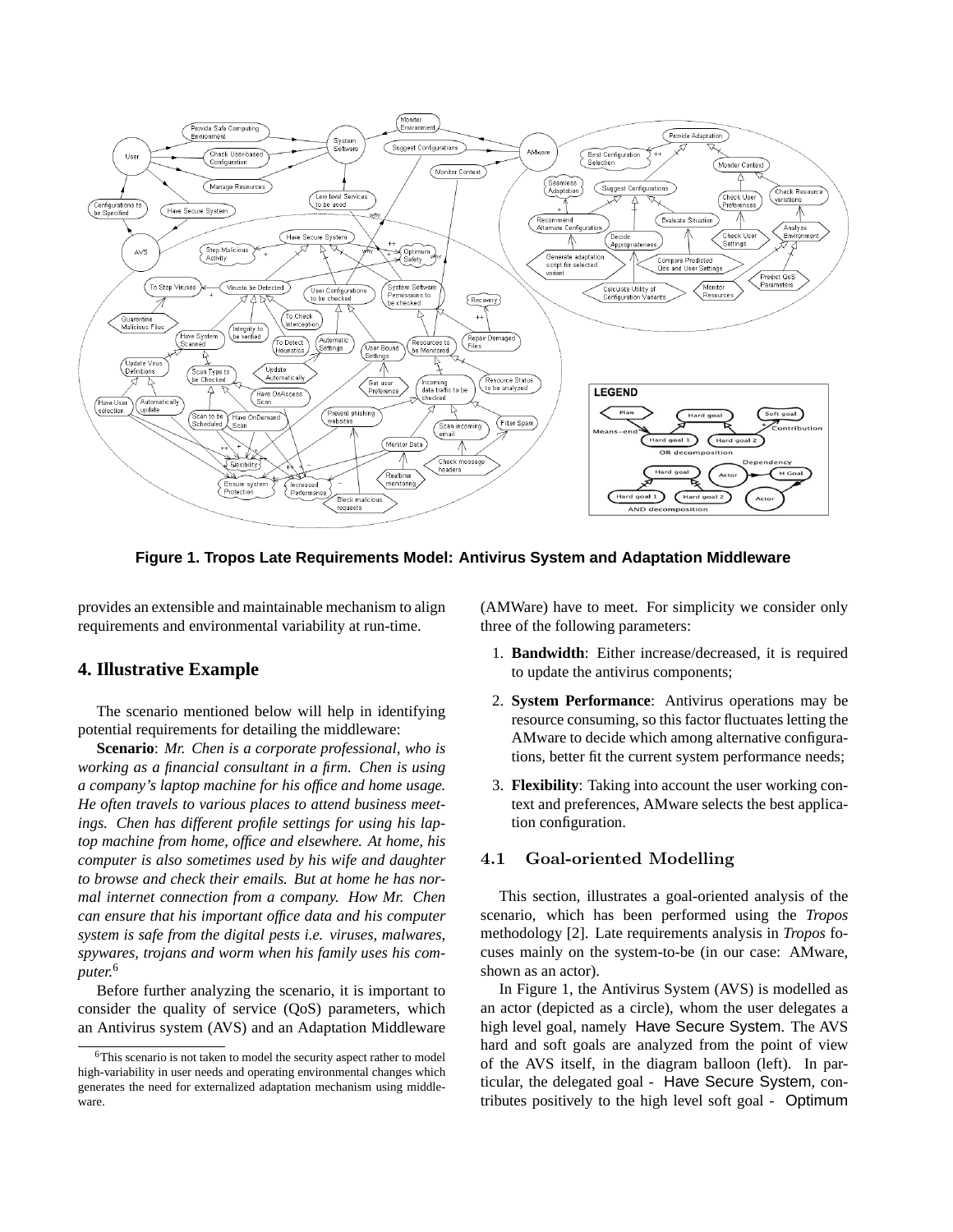**Figure 1. Tropos Late Requirements Model: Antivirus System and Adaptation Middleware**

provides an extensible and maintainable mechanism to align requirements and environmental variability at run-time.

## 4. Illustrative Example

The scenario mentioned below will help in identifying potential requirements for detailing the middleware:

**Scenario**: *Mr. Chen is a corporate professional, who is working as a financial consultant in a firm. Chen is using a company's laptop machine for his office and home usage. He often travels to various places to attend business meetings. Chen has different profile settings for using his laptop machine from home, office and elsewhere. At home, his computer is also sometimes used by his wife and daughter to browse and check their emails. But at home he has normal internet connection from a company. How Mr. Chen can ensure that his important office data and his computer system is safe from the digital pests i.e. viruses, malwares, spywares, trojans and worm when his family uses his computer.*[6]

Before further analyzing the scenario, it is important to consider the quality of service (QoS) parameters, which an Antivirus system (AVS) and an Adaptation Middleware (AMWare) have to meet. For simplicity we consider only three of the following parameters:

1. **Bandwidth**: Either increase/decreased, it is required to update the antivirus components;
2. **System Performance**: Antivirus operations may be resource consuming, so this factor fluctuates letting the AMware to decide which among alternative configurations, better fit the current system performance needs;
3. **Flexibility**: Taking into account the user working context and preferences, AMware selects the best application configuration.

### 4.1 Goal-oriented Modelling

This section, illustrates a goal-oriented analysis of the scenario, which has been performed using the *Tropos* methodology [2]. Late requirements analysis in *Tropos* focuses mainly on the system-to-be (in our case: AMware, shown as an actor).

In Figure 1, the Antivirus System (AVS) is modelled as an actor (depicted as a circle), whom the user delegates a high level goal, namely Have Secure System. The AVS hard and soft goals are analyzed from the point of view of the AVS itself, in the diagram balloon (left). In particular, the delegated goal - Have Secure System, contributes positively to the high level soft goal - Optimum

[6] This scenario is not taken to model the security aspect rather to model high-variability in user needs and operating environmental changes which generates the need for externalized adaptation mechanism using middleware.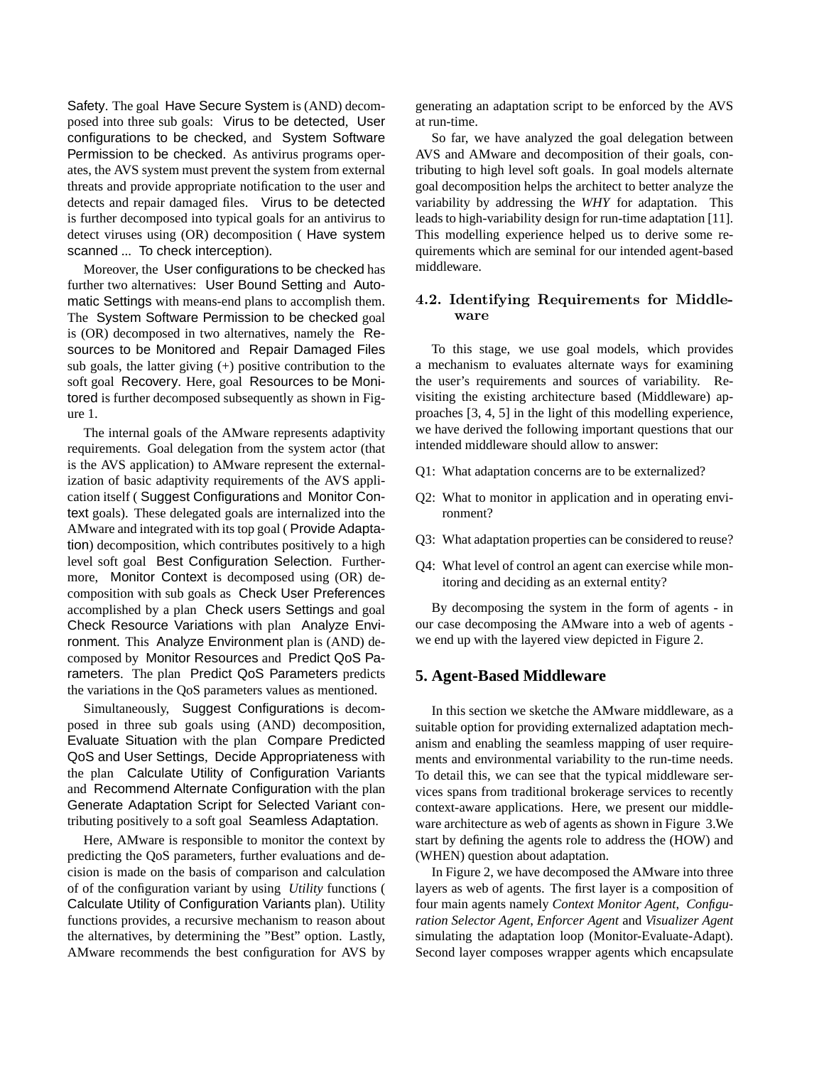Safety. The goal Have Secure System is (AND) decomposed into three sub goals: Virus to be detected, User configurations to be checked, and System Software Permission to be checked. As antivirus programs operates, the AVS system must prevent the system from external threats and provide appropriate notification to the user and detects and repair damaged files. Virus to be detected is further decomposed into typical goals for an antivirus to detect viruses using (OR) decomposition ( Have system scanned ... To check interception).

Moreover, the User configurations to be checked has further two alternatives: User Bound Setting and Automatic Settings with means-end plans to accomplish them. The System Software Permission to be checked goal is (OR) decomposed in two alternatives, namely the Resources to be Monitored and Repair Damaged Files sub goals, the latter giving (+) positive contribution to the soft goal Recovery. Here, goal Resources to be Monitored is further decomposed subsequently as shown in Figure 1.

The internal goals of the AMware represents adaptivity requirements. Goal delegation from the system actor (that is the AVS application) to AMware represent the externalization of basic adaptivity requirements of the AVS application itself ( Suggest Configurations and Monitor Context goals). These delegated goals are internalized into the AMware and integrated with its top goal ( Provide Adaptation) decomposition, which contributes positively to a high level soft goal Best Configuration Selection. Furthermore, Monitor Context is decomposed using (OR) decomposition with sub goals as Check User Preferences accomplished by a plan Check users Settings and goal Check Resource Variations with plan Analyze Environment. This Analyze Environment plan is (AND) decomposed by Monitor Resources and Predict QoS Parameters. The plan Predict QoS Parameters predicts the variations in the QoS parameters values as mentioned.

Simultaneously, Suggest Configurations is decomposed in three sub goals using (AND) decomposition, Evaluate Situation with the plan Compare Predicted QoS and User Settings, Decide Appropriateness with the plan Calculate Utility of Configuration Variants and Recommend Alternate Configuration with the plan Generate Adaptation Script for Selected Variant contributing positively to a soft goal Seamless Adaptation.

Here, AMware is responsible to monitor the context by predicting the QoS parameters, further evaluations and decision is made on the basis of comparison and calculation of of the configuration variant by using *Utility* functions ( Calculate Utility of Configuration Variants plan). Utility functions provides, a recursive mechanism to reason about the alternatives, by determining the "Best" option. Lastly, AMware recommends the best configuration for AVS by generating an adaptation script to be enforced by the AVS at run-time.

So far, we have analyzed the goal delegation between AVS and AMware and decomposition of their goals, contributing to high level soft goals. In goal models alternate goal decomposition helps the architect to better analyze the variability by addressing the *WHY* for adaptation. This leads to high-variability design for run-time adaptation [11]. This modelling experience helped us to derive some requirements which are seminal for our intended agent-based middleware.

### 4.2. Identifying Requirements for Middleware

To this stage, we use goal models, which provides a mechanism to evaluates alternate ways for examining the user's requirements and sources of variability. Revisiting the existing architecture based (Middleware) approaches [3, 4, 5] in the light of this modelling experience, we have derived the following important questions that our intended middleware should allow to answer:

Q1: What adaptation concerns are to be externalized?

Q2: What to monitor in application and in operating environment?

Q3: What adaptation properties can be considered to reuse?

Q4: What level of control an agent can exercise while monitoring and deciding as an external entity?

By decomposing the system in the form of agents - in our case decomposing the AMware into a web of agents - we end up with the layered view depicted in Figure 2.

## 5. Agent-Based Middleware

In this section we sketche the AMware middleware, as a suitable option for providing externalized adaptation mechanism and enabling the seamless mapping of user requirements and environmental variability to the run-time needs. To detail this, we can see that the typical middleware services spans from traditional brokerage services to recently context-aware applications. Here, we present our middleware architecture as web of agents as shown in Figure 3.We start by defining the agents role to address the (HOW) and (WHEN) question about adaptation.

In Figure 2, we have decomposed the AMware into three layers as web of agents. The first layer is a composition of four main agents namely *Context Monitor Agent*, *Configuration Selector Agent*, *Enforcer Agent* and *Visualizer Agent* simulating the adaptation loop (Monitor-Evaluate-Adapt). Second layer composes wrapper agents which encapsulate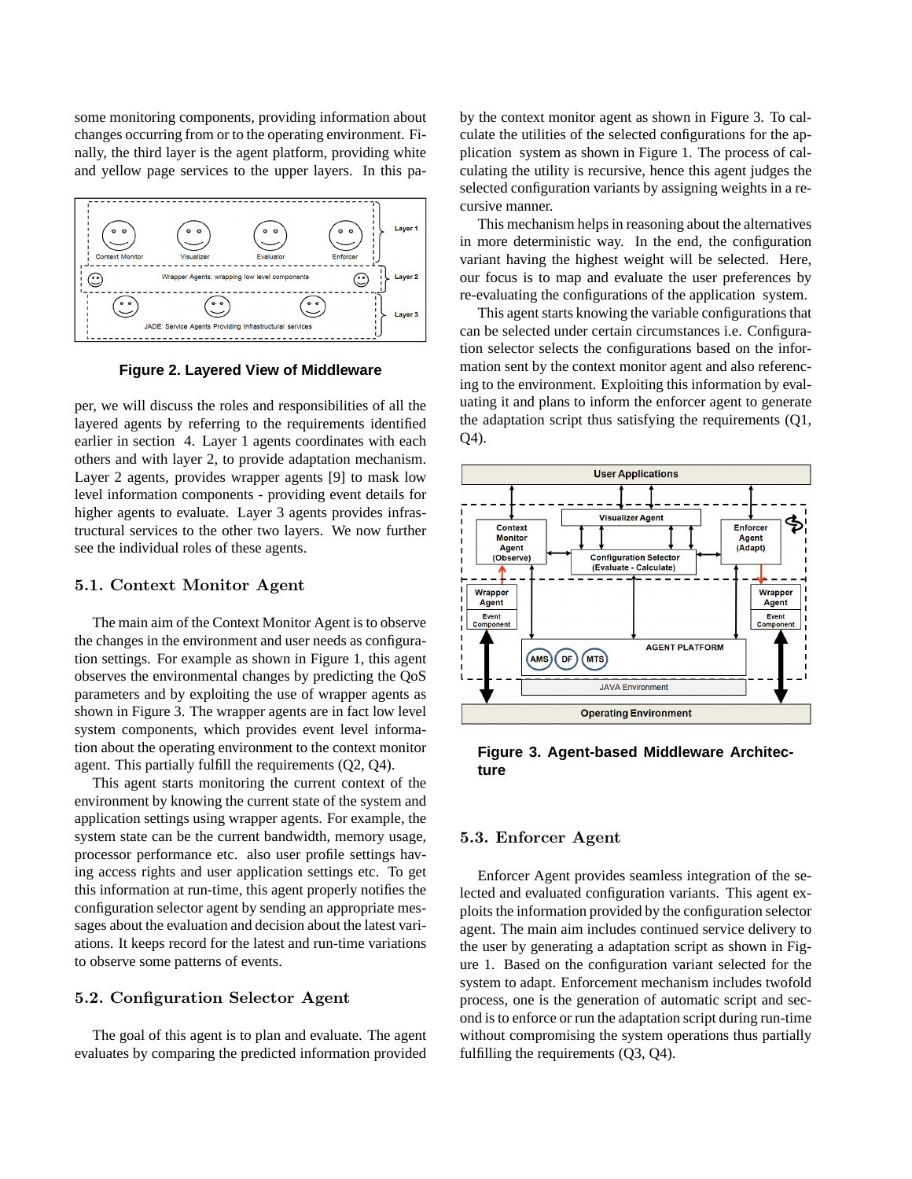some monitoring components, providing information about changes occurring from or to the operating environment. Finally, the third layer is the agent platform, providing white and yellow page services to the upper layers. In this paper, we will discuss the roles and responsibilities of all the layered agents by referring to the requirements identified earlier in section 4. Layer 1 agents coordinates with each others and with layer 2, to provide adaptation mechanism. Layer 2 agents, provides wrapper agents [9] to mask low level information components - providing event details for higher agents to evaluate. Layer 3 agents provides infrastructural services to the other two layers. We now further see the individual roles of these agents.

**Figure 2. Layered View of Middleware**

### 5.1. Context Monitor Agent

The main aim of the Context Monitor Agent is to observe the changes in the environment and user needs as configuration settings. For example as shown in Figure 1, this agent observes the environmental changes by predicting the QoS parameters and by exploiting the use of wrapper agents as shown in Figure 3. The wrapper agents are in fact low level system components, which provides event level information about the operating environment to the context monitor agent. This partially fulfill the requirements (Q2, Q4).

This agent starts monitoring the current context of the environment by knowing the current state of the system and application settings using wrapper agents. For example, the system state can be the current bandwidth, memory usage, processor performance etc. also user profile settings having access rights and user application settings etc. To get this information at run-time, this agent properly notifies the configuration selector agent by sending an appropriate messages about the evaluation and decision about the latest variations. It keeps record for the latest and run-time variations to observe some patterns of events.

### 5.2. Configuration Selector Agent

The goal of this agent is to plan and evaluate. The agent evaluates by comparing the predicted information provided by the context monitor agent as shown in Figure 3. To calculate the utilities of the selected configurations for the application system as shown in Figure 1. The process of calculating the utility is recursive, hence this agent judges the selected configuration variants by assigning weights in a recursive manner.

This mechanism helps in reasoning about the alternatives in more deterministic way. In the end, the configuration variant having the highest weight will be selected. Here, our focus is to map and evaluate the user preferences by re-evaluating the configurations of the application system.

This agent starts knowing the variable configurations that can be selected under certain circumstances i.e. Configuration selector selects the configurations based on the information sent by the context monitor agent and also referencing to the environment. Exploiting this information by evaluating it and plans to inform the enforcer agent to generate the adaptation script thus satisfying the requirements (Q1, Q4).

**Figure 3. Agent-based Middleware Architecture**

### 5.3. Enforcer Agent

Enforcer Agent provides seamless integration of the selected and evaluated configuration variants. This agent exploits the information provided by the configuration selector agent. The main aim includes continued service delivery to the user by generating a adaptation script as shown in Figure 1. Based on the configuration variant selected for the system to adapt. Enforcement mechanism includes twofold process, one is the generation of automatic script and second is to enforce or run the adaptation script during run-time without compromising the system operations thus partially fulfilling the requirements (Q3, Q4).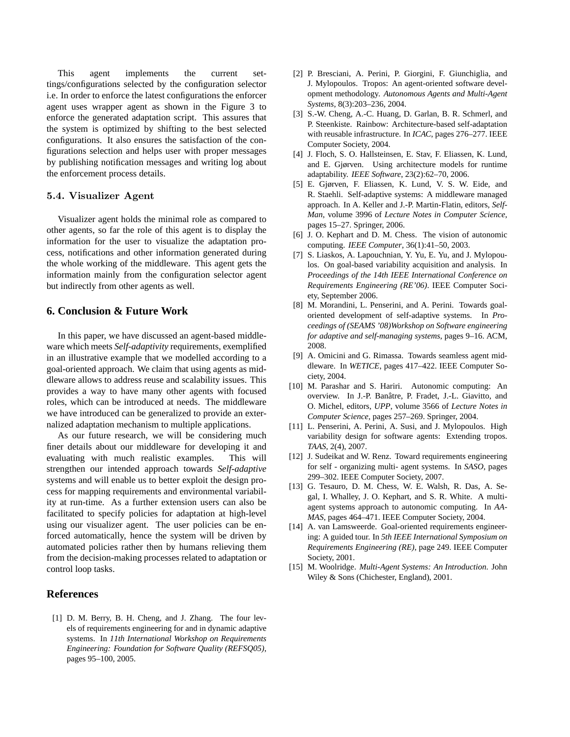This agent implements the current settings/configurations selected by the configuration selector i.e. In order to enforce the latest configurations the enforcer agent uses wrapper agent as shown in the Figure 3 to enforce the generated adaptation script. This assures that the system is optimized by shifting to the best selected configurations. It also ensures the satisfaction of the configurations selection and helps user with proper messages by publishing notification messages and writing log about the enforcement process details.

### 5.4. Visualizer Agent

Visualizer agent holds the minimal role as compared to other agents, so far the role of this agent is to display the information for the user to visualize the adaptation process, notifications and other information generated during the whole working of the middleware. This agent gets the information mainly from the configuration selector agent but indirectly from other agents as well.

## 6. Conclusion & Future Work

In this paper, we have discussed an agent-based middleware which meets *Self-adaptivity* requirements, exemplified in an illustrative example that we modelled according to a goal-oriented approach. We claim that using agents as middleware allows to address reuse and scalability issues. This provides a way to have many other agents with focused roles, which can be introduced at needs. The middleware we have introduced can be generalized to provide an externalized adaptation mechanism to multiple applications.

As our future research, we will be considering much finer details about our middleware for developing it and evaluating with much realistic examples. This will strengthen our intended approach towards *Self-adaptive* systems and will enable us to better exploit the design process for mapping requirements and environmental variability at run-time. As a further extension users can also be facilitated to specify policies for adaptation at high-level using our visualizer agent. The user policies can be enforced automatically, hence the system will be driven by automated policies rather then by humans relieving them from the decision-making processes related to adaptation or control loop tasks.

## References

[1] D. M. Berry, B. H. Cheng, and J. Zhang. The four levels of requirements engineering for and in dynamic adaptive systems. In *11th International Workshop on Requirements Engineering: Foundation for Software Quality (REFSQ05)*, pages 95–100, 2005.

[2] P. Bresciani, A. Perini, P. Giorgini, F. Giunchiglia, and J. Mylopoulos. Tropos: An agent-oriented software development methodology. *Autonomous Agents and Multi-Agent Systems*, 8(3):203–236, 2004.

[3] S.-W. Cheng, A.-C. Huang, D. Garlan, B. R. Schmerl, and P. Steenkiste. Rainbow: Architecture-based self-adaptation with reusable infrastructure. In *ICAC*, pages 276–277. IEEE Computer Society, 2004.

[4] J. Floch, S. O. Hallsteinsen, E. Stav, F. Eliassen, K. Lund, and E. Gjørven. Using architecture models for runtime adaptability. *IEEE Software*, 23(2):62–70, 2006.

[5] E. Gjørven, F. Eliassen, K. Lund, V. S. W. Eide, and R. Staehli. Self-adaptive systems: A middleware managed approach. In A. Keller and J.-P. Martin-Flatin, editors, *SelfMan*, volume 3996 of *Lecture Notes in Computer Science*, pages 15–27. Springer, 2006.

[6] J. O. Kephart and D. M. Chess. The vision of autonomic computing. *IEEE Computer*, 36(1):41–50, 2003.

[7] S. Liaskos, A. Lapouchnian, Y. Yu, E. Yu, and J. Mylopoulos. On goal-based variability acquisition and analysis. In *Proceedings of the 14th IEEE International Conference on Requirements Engineering (RE'06)*. IEEE Computer Society, September 2006.

[8] M. Morandini, L. Penserini, and A. Perini. Towards goal-oriented development of self-adaptive systems. In *Proceedings of (SEAMS '08)Workshop on Software engineering for adaptive and self-managing systems*, pages 9–16. ACM, 2008.

[9] A. Omicini and G. Rimassa. Towards seamless agent middleware. In *WETICE*, pages 417–422. IEEE Computer Society, 2004.

[10] M. Parashar and S. Hariri. Autonomic computing: An overview. In J.-P. Banâtre, P. Fradet, J.-L. Giavitto, and O. Michel, editors, *UPP*, volume 3566 of *Lecture Notes in Computer Science*, pages 257–269. Springer, 2004.

[11] L. Penserini, A. Perini, A. Susi, and J. Mylopoulos. High variability design for software agents: Extending tropos. *TAAS*, 2(4), 2007.

[12] J. Sudeikat and W. Renz. Toward requirements engineering for self - organizing multi- agent systems. In *SASO*, pages 299–302. IEEE Computer Society, 2007.

[13] G. Tesauro, D. M. Chess, W. E. Walsh, R. Das, A. Segal, I. Whalley, J. O. Kephart, and S. R. White. A multi-agent systems approach to autonomic computing. In *AAMAS*, pages 464–471. IEEE Computer Society, 2004.

[14] A. van Lamsweerde. Goal-oriented requirements engineering: A guided tour. In *5th IEEE International Symposium on Requirements Engineering (RE)*, page 249. IEEE Computer Society, 2001.

[15] M. Woolridge. *Multi-Agent Systems: An Introduction*. John Wiley & Sons (Chichester, England), 2001.